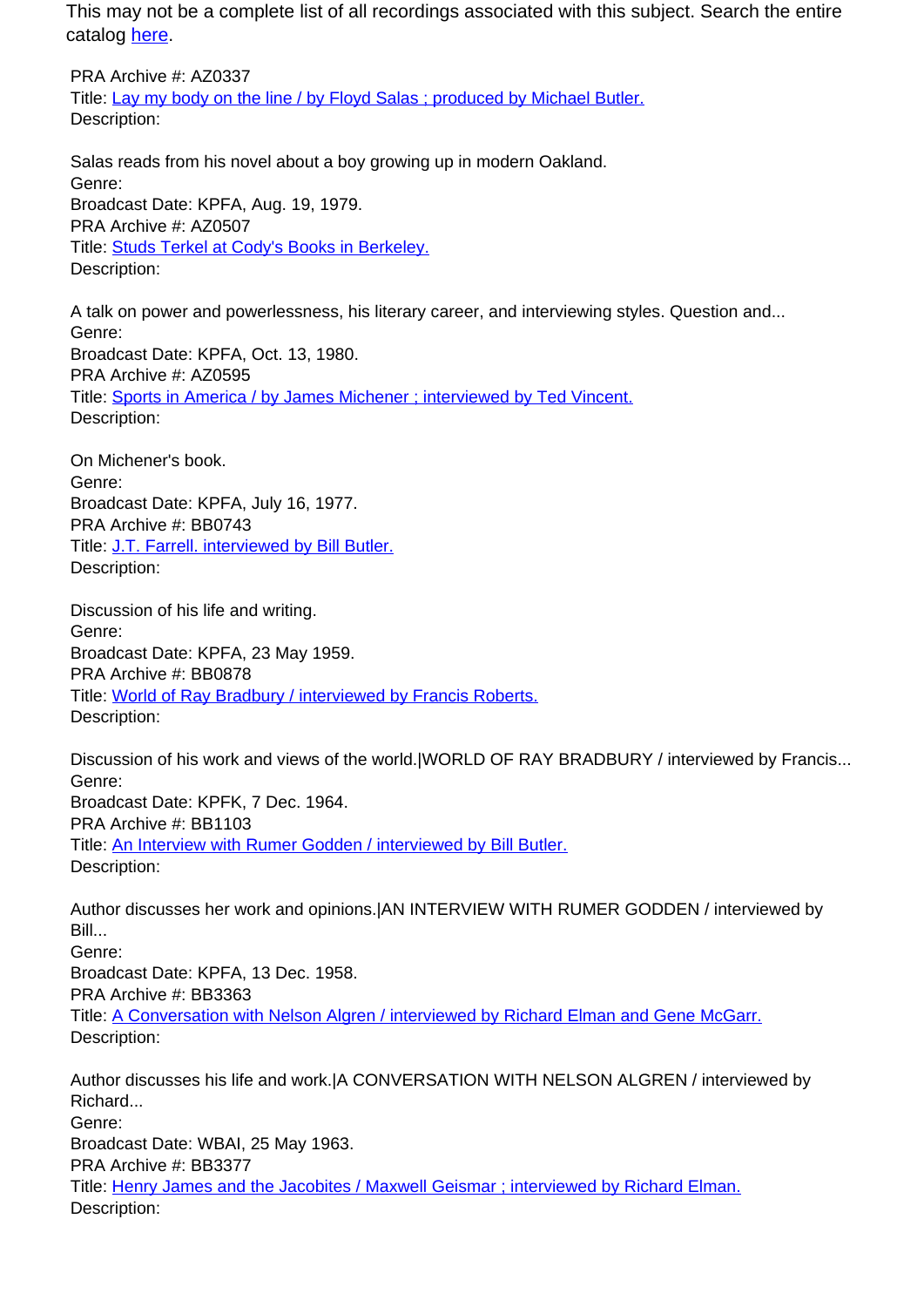This may not be a complete list of all recordings associated with this subject. Search the entire catalog [here](#).

PRA Archive #: AZ0337
Title: [Lay my body on the line / by Floyd Salas ; produced by Michael Butler.](#)
Description:

Salas reads from his novel about a boy growing up in modern Oakland.
Genre:
Broadcast Date: KPFA, Aug. 19, 1979.
PRA Archive #: AZ0507
Title: [Studs Terkel at Cody's Books in Berkeley.](#)
Description:

A talk on power and powerlessness, his literary career, and interviewing styles. Question and...
Genre:
Broadcast Date: KPFA, Oct. 13, 1980.
PRA Archive #: AZ0595
Title: [Sports in America / by James Michener ; interviewed by Ted Vincent.](#)
Description:

On Michener's book.
Genre:
Broadcast Date: KPFA, July 16, 1977.
PRA Archive #: BB0743
Title: [J.T. Farrell. interviewed by Bill Butler.](#)
Description:

Discussion of his life and writing.
Genre:
Broadcast Date: KPFA, 23 May 1959.
PRA Archive #: BB0878
Title: [World of Ray Bradbury / interviewed by Francis Roberts.](#)
Description:

Discussion of his work and views of the world.|WORLD OF RAY BRADBURY / interviewed by Francis...
Genre:
Broadcast Date: KPFK, 7 Dec. 1964.
PRA Archive #: BB1103
Title: [An Interview with Rumer Godden / interviewed by Bill Butler.](#)
Description:

Author discusses her work and opinions.|AN INTERVIEW WITH RUMER GODDEN / interviewed by Bill...
Genre:
Broadcast Date: KPFA, 13 Dec. 1958.
PRA Archive #: BB3363
Title: [A Conversation with Nelson Algren / interviewed by Richard Elman and Gene McGarr.](#)
Description:

Author discusses his life and work.|A CONVERSATION WITH NELSON ALGREN / interviewed by Richard...
Genre:
Broadcast Date: WBAI, 25 May 1963.
PRA Archive #: BB3377
Title: [Henry James and the Jacobites / Maxwell Geismar ; interviewed by Richard Elman.](#)
Description: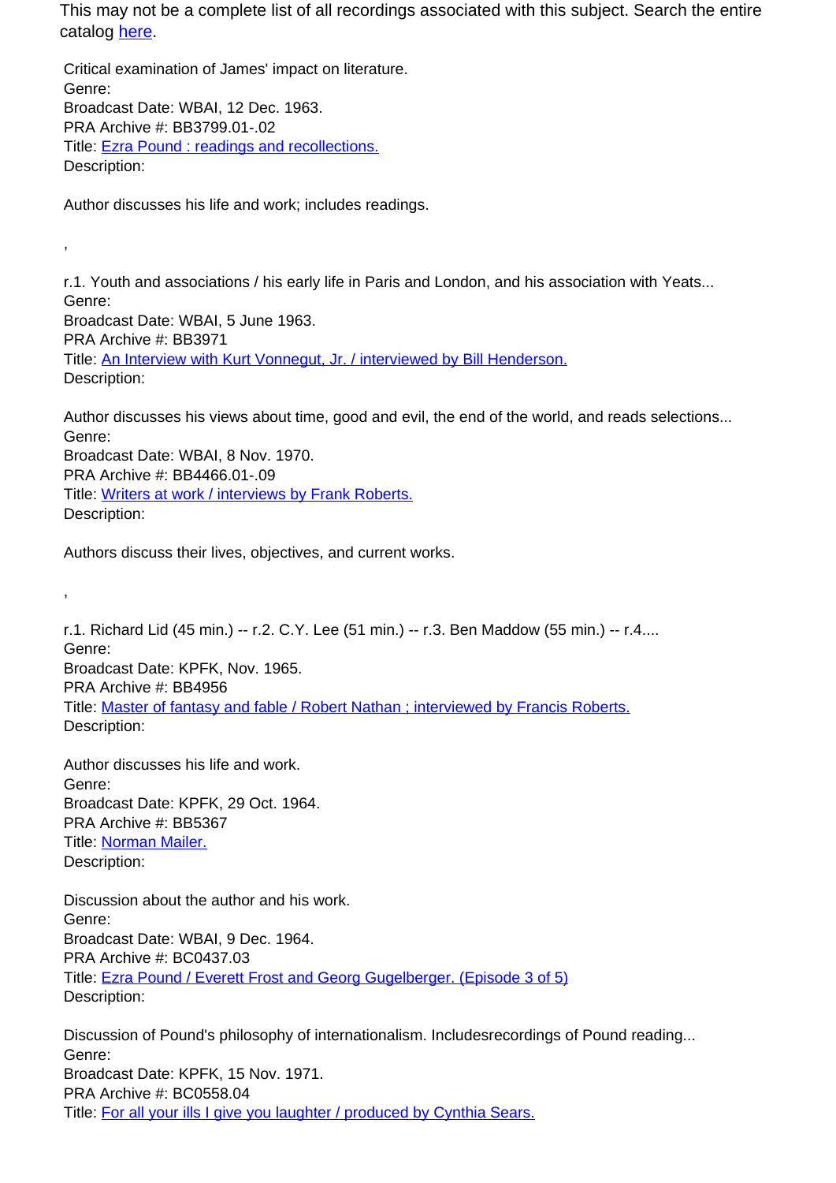This may not be a complete list of all recordings associated with this subject. Search the entire catalog here.

Critical examination of James' impact on literature.
Genre:
Broadcast Date: WBAI, 12 Dec. 1963.
PRA Archive #: BB3799.01-.02
Title: Ezra Pound : readings and recollections.
Description:

Author discusses his life and work; includes readings.

,

r.1. Youth and associations / his early life in Paris and London, and his association with Yeats...
Genre:
Broadcast Date: WBAI, 5 June 1963.
PRA Archive #: BB3971
Title: An Interview with Kurt Vonnegut, Jr. / interviewed by Bill Henderson.
Description:

Author discusses his views about time, good and evil, the end of the world, and reads selections...
Genre:
Broadcast Date: WBAI, 8 Nov. 1970.
PRA Archive #: BB4466.01-.09
Title: Writers at work / interviews by Frank Roberts.
Description:

Authors discuss their lives, objectives, and current works.

,

r.1. Richard Lid (45 min.) -- r.2. C.Y. Lee (51 min.) -- r.3. Ben Maddow (55 min.) -- r.4....
Genre:
Broadcast Date: KPFK, Nov. 1965.
PRA Archive #: BB4956
Title: Master of fantasy and fable / Robert Nathan ; interviewed by Francis Roberts.
Description:

Author discusses his life and work.
Genre:
Broadcast Date: KPFK, 29 Oct. 1964.
PRA Archive #: BB5367
Title: Norman Mailer.
Description:

Discussion about the author and his work.
Genre:
Broadcast Date: WBAI, 9 Dec. 1964.
PRA Archive #: BC0437.03
Title: Ezra Pound / Everett Frost and Georg Gugelberger. (Episode 3 of 5)
Description:

Discussion of Pound's philosophy of internationalism. Includesrecordings of Pound reading...
Genre:
Broadcast Date: KPFK, 15 Nov. 1971.
PRA Archive #: BC0558.04
Title: For all your ills I give you laughter / produced by Cynthia Sears.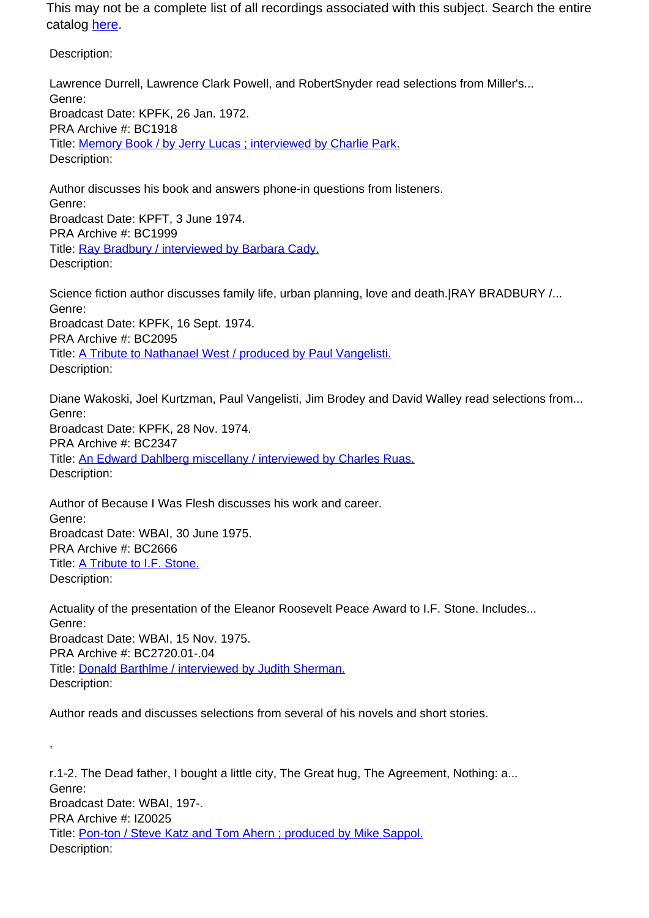This may not be a complete list of all recordings associated with this subject. Search the entire catalog here.

Description:

Lawrence Durrell, Lawrence Clark Powell, and RobertSnyder read selections from Miller's...
Genre:
Broadcast Date: KPFK, 26 Jan. 1972.
PRA Archive #: BC1918
Title: Memory Book / by Jerry Lucas ; interviewed by Charlie Park.
Description:

Author discusses his book and answers phone-in questions from listeners.
Genre:
Broadcast Date: KPFT, 3 June 1974.
PRA Archive #: BC1999
Title: Ray Bradbury / interviewed by Barbara Cady.
Description:

Science fiction author discusses family life, urban planning, love and death.|RAY BRADBURY /...
Genre:
Broadcast Date: KPFK, 16 Sept. 1974.
PRA Archive #: BC2095
Title: A Tribute to Nathanael West / produced by Paul Vangelisti.
Description:

Diane Wakoski, Joel Kurtzman, Paul Vangelisti, Jim Brodey and David Walley read selections from...
Genre:
Broadcast Date: KPFK, 28 Nov. 1974.
PRA Archive #: BC2347
Title: An Edward Dahlberg miscellany / interviewed by Charles Ruas.
Description:

Author of Because I Was Flesh discusses his work and career.
Genre:
Broadcast Date: WBAI, 30 June 1975.
PRA Archive #: BC2666
Title: A Tribute to I.F. Stone.
Description:

Actuality of the presentation of the Eleanor Roosevelt Peace Award to I.F. Stone. Includes...
Genre:
Broadcast Date: WBAI, 15 Nov. 1975.
PRA Archive #: BC2720.01-.04
Title: Donald Barthlme / interviewed by Judith Sherman.
Description:

Author reads and discusses selections from several of his novels and short stories.

,

r.1-2. The Dead father, I bought a little city, The Great hug, The Agreement, Nothing: a...
Genre:
Broadcast Date: WBAI, 197-.
PRA Archive #: IZ0025
Title: Pon-ton / Steve Katz and Tom Ahern ; produced by Mike Sappol.
Description: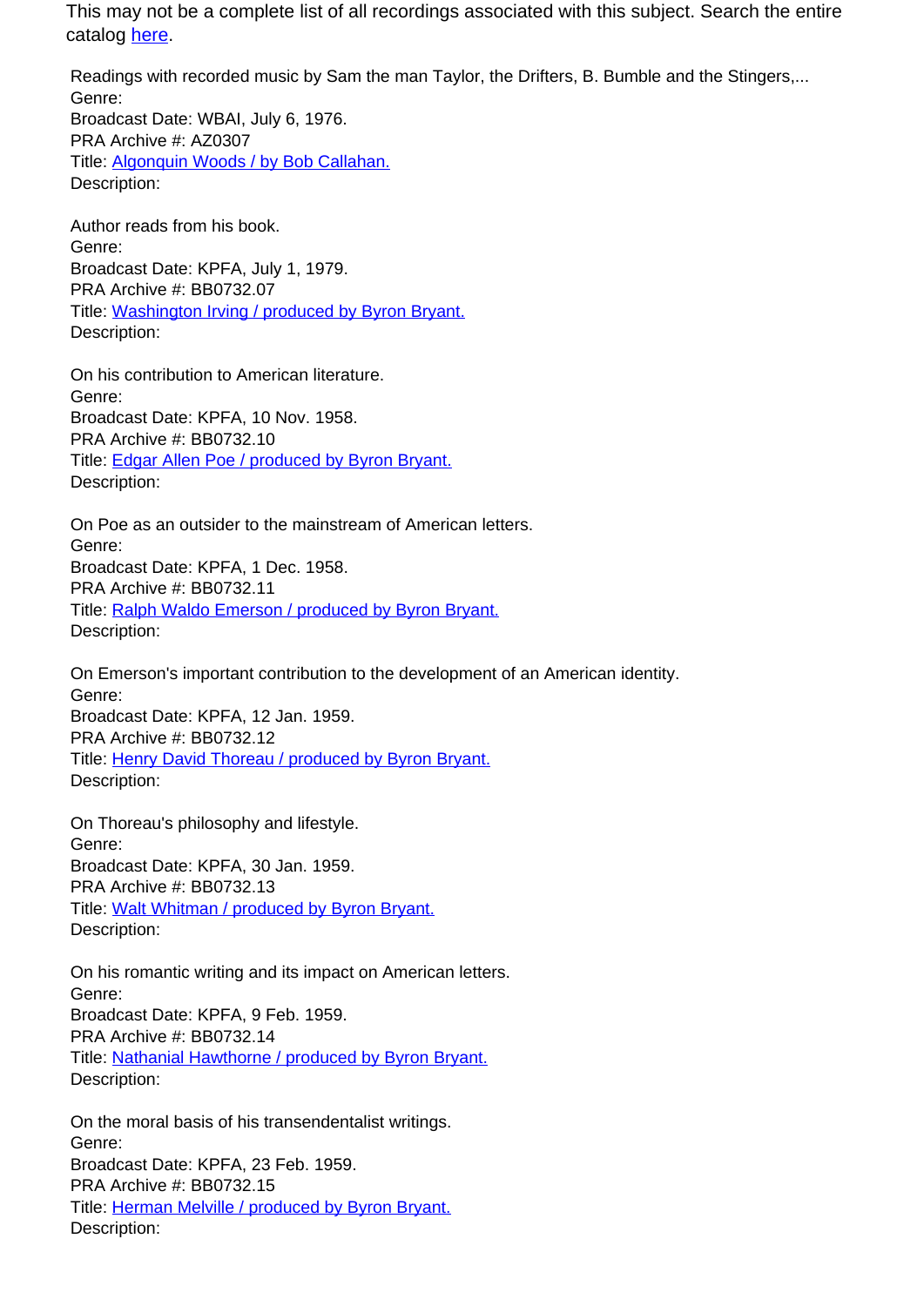This may not be a complete list of all recordings associated with this subject. Search the entire catalog [here](#).

Readings with recorded music by Sam the man Taylor, the Drifters, B. Bumble and the Stingers,...
Genre:
Broadcast Date: WBAI, July 6, 1976.
PRA Archive #: AZ0307
Title: [Algonquin Woods / by Bob Callahan.](#)
Description:

Author reads from his book.
Genre:
Broadcast Date: KPFA, July 1, 1979.
PRA Archive #: BB0732.07
Title: [Washington Irving / produced by Byron Bryant.](#)
Description:

On his contribution to American literature.
Genre:
Broadcast Date: KPFA, 10 Nov. 1958.
PRA Archive #: BB0732.10
Title: [Edgar Allen Poe / produced by Byron Bryant.](#)
Description:

On Poe as an outsider to the mainstream of American letters.
Genre:
Broadcast Date: KPFA, 1 Dec. 1958.
PRA Archive #: BB0732.11
Title: [Ralph Waldo Emerson / produced by Byron Bryant.](#)
Description:

On Emerson's important contribution to the development of an American identity.
Genre:
Broadcast Date: KPFA, 12 Jan. 1959.
PRA Archive #: BB0732.12
Title: [Henry David Thoreau / produced by Byron Bryant.](#)
Description:

On Thoreau's philosophy and lifestyle.
Genre:
Broadcast Date: KPFA, 30 Jan. 1959.
PRA Archive #: BB0732.13
Title: [Walt Whitman / produced by Byron Bryant.](#)
Description:

On his romantic writing and its impact on American letters.
Genre:
Broadcast Date: KPFA, 9 Feb. 1959.
PRA Archive #: BB0732.14
Title: [Nathanial Hawthorne / produced by Byron Bryant.](#)
Description:

On the moral basis of his transendentalist writings.
Genre:
Broadcast Date: KPFA, 23 Feb. 1959.
PRA Archive #: BB0732.15
Title: [Herman Melville / produced by Byron Bryant.](#)
Description: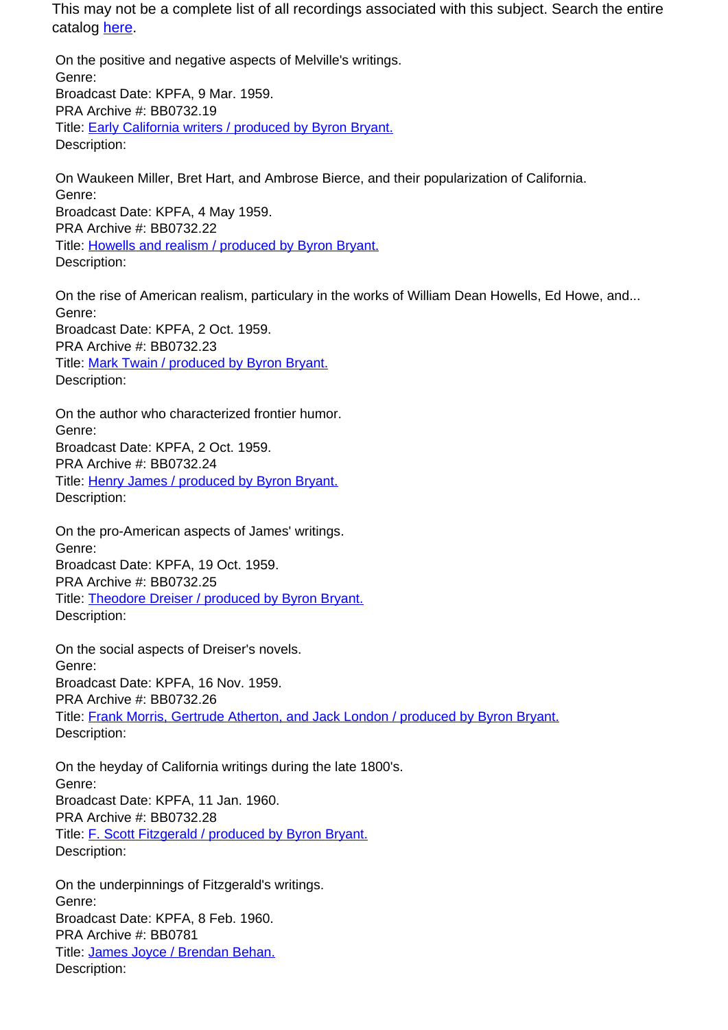This may not be a complete list of all recordings associated with this subject. Search the entire catalog here.

On the positive and negative aspects of Melville's writings.
Genre:
Broadcast Date: KPFA, 9 Mar. 1959.
PRA Archive #: BB0732.19
Title: Early California writers / produced by Byron Bryant.
Description:

On Waukeen Miller, Bret Hart, and Ambrose Bierce, and their popularization of California.
Genre:
Broadcast Date: KPFA, 4 May 1959.
PRA Archive #: BB0732.22
Title: Howells and realism / produced by Byron Bryant.
Description:

On the rise of American realism, particulary in the works of William Dean Howells, Ed Howe, and...
Genre:
Broadcast Date: KPFA, 2 Oct. 1959.
PRA Archive #: BB0732.23
Title: Mark Twain / produced by Byron Bryant.
Description:

On the author who characterized frontier humor.
Genre:
Broadcast Date: KPFA, 2 Oct. 1959.
PRA Archive #: BB0732.24
Title: Henry James / produced by Byron Bryant.
Description:

On the pro-American aspects of James' writings.
Genre:
Broadcast Date: KPFA, 19 Oct. 1959.
PRA Archive #: BB0732.25
Title: Theodore Dreiser / produced by Byron Bryant.
Description:

On the social aspects of Dreiser's novels.
Genre:
Broadcast Date: KPFA, 16 Nov. 1959.
PRA Archive #: BB0732.26
Title: Frank Morris, Gertrude Atherton, and Jack London / produced by Byron Bryant.
Description:

On the heyday of California writings during the late 1800's.
Genre:
Broadcast Date: KPFA, 11 Jan. 1960.
PRA Archive #: BB0732.28
Title: F. Scott Fitzgerald / produced by Byron Bryant.
Description:

On the underpinnings of Fitzgerald's writings.
Genre:
Broadcast Date: KPFA, 8 Feb. 1960.
PRA Archive #: BB0781
Title: James Joyce / Brendan Behan.
Description: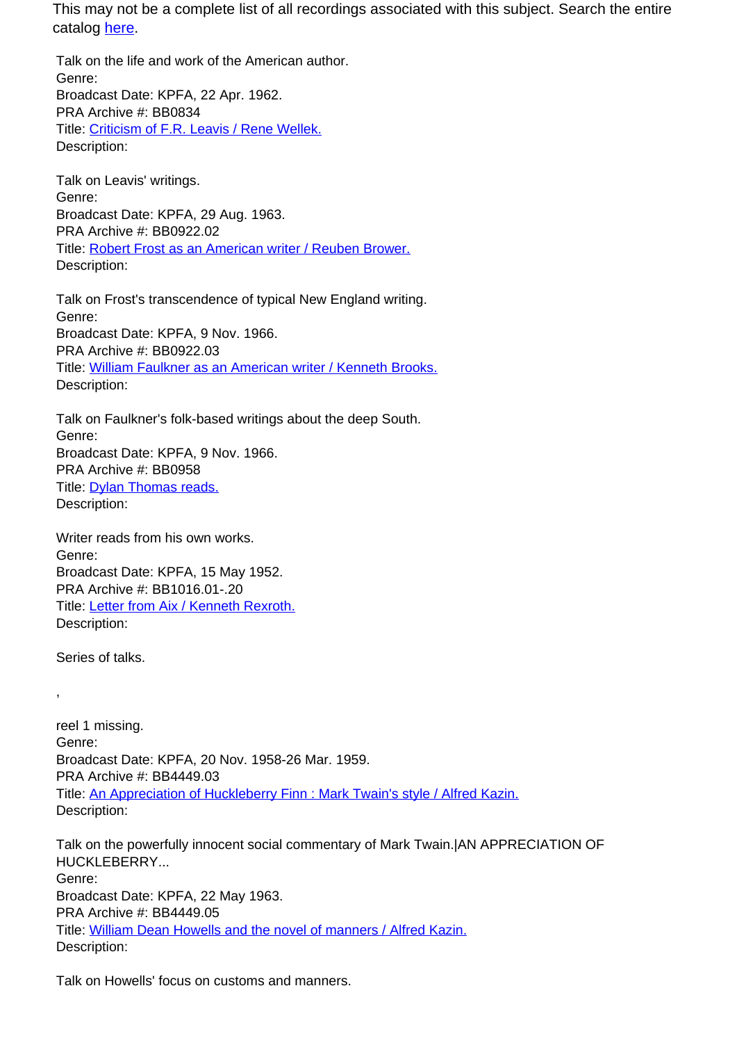This may not be a complete list of all recordings associated with this subject. Search the entire catalog [here](here).

Talk on the life and work of the American author.
Genre:
Broadcast Date: KPFA, 22 Apr. 1962.
PRA Archive #: BB0834
Title: [Criticism of F.R. Leavis / Rene Wellek.](Criticism of F.R. Leavis / Rene Wellek.)
Description:

Talk on Leavis' writings.
Genre:
Broadcast Date: KPFA, 29 Aug. 1963.
PRA Archive #: BB0922.02
Title: [Robert Frost as an American writer / Reuben Brower.](Robert Frost as an American writer / Reuben Brower.)
Description:

Talk on Frost's transcendence of typical New England writing.
Genre:
Broadcast Date: KPFA, 9 Nov. 1966.
PRA Archive #: BB0922.03
Title: [William Faulkner as an American writer / Kenneth Brooks.](William Faulkner as an American writer / Kenneth Brooks.)
Description:

Talk on Faulkner's folk-based writings about the deep South.
Genre:
Broadcast Date: KPFA, 9 Nov. 1966.
PRA Archive #: BB0958
Title: [Dylan Thomas reads.](Dylan Thomas reads.)
Description:

Writer reads from his own works.
Genre:
Broadcast Date: KPFA, 15 May 1952.
PRA Archive #: BB1016.01-.20
Title: [Letter from Aix / Kenneth Rexroth.](Letter from Aix / Kenneth Rexroth.)
Description:

Series of talks.

,

reel 1 missing.
Genre:
Broadcast Date: KPFA, 20 Nov. 1958-26 Mar. 1959.
PRA Archive #: BB4449.03
Title: [An Appreciation of Huckleberry Finn : Mark Twain's style / Alfred Kazin.](An Appreciation of Huckleberry Finn : Mark Twain's style / Alfred Kazin.)
Description:

Talk on the powerfully innocent social commentary of Mark Twain.|AN APPRECIATION OF HUCKLEBERRY...
Genre:
Broadcast Date: KPFA, 22 May 1963.
PRA Archive #: BB4449.05
Title: [William Dean Howells and the novel of manners / Alfred Kazin.](William Dean Howells and the novel of manners / Alfred Kazin.)
Description:

Talk on Howells' focus on customs and manners.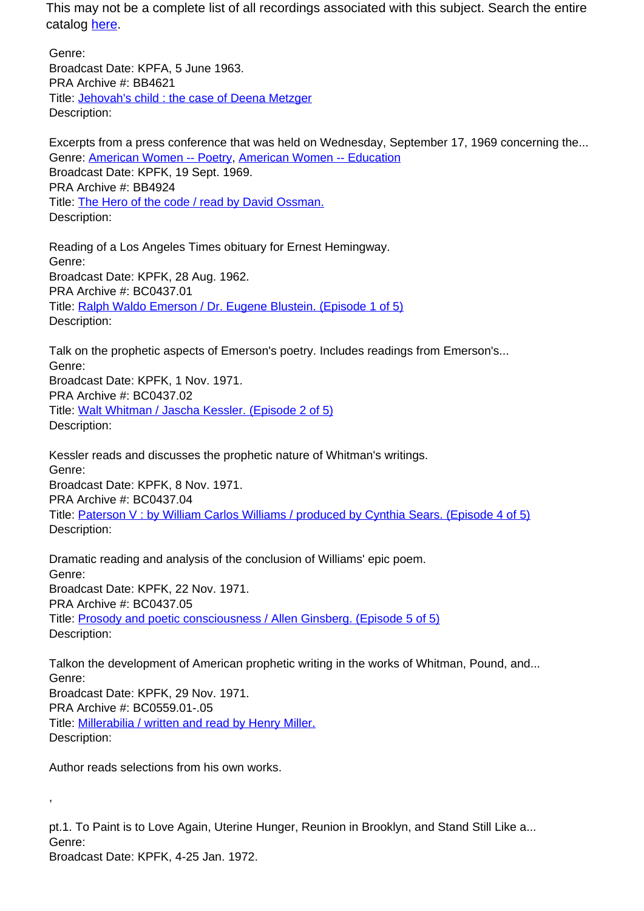This may not be a complete list of all recordings associated with this subject. Search the entire catalog here.

Genre:
Broadcast Date: KPFA, 5 June 1963.
PRA Archive #: BB4621
Title: Jehovah's child : the case of Deena Metzger
Description:

Excerpts from a press conference that was held on Wednesday, September 17, 1969 concerning the...
Genre: American Women -- Poetry, American Women -- Education
Broadcast Date: KPFK, 19 Sept. 1969.
PRA Archive #: BB4924
Title: The Hero of the code / read by David Ossman.
Description:

Reading of a Los Angeles Times obituary for Ernest Hemingway.
Genre:
Broadcast Date: KPFK, 28 Aug. 1962.
PRA Archive #: BC0437.01
Title: Ralph Waldo Emerson / Dr. Eugene Blustein. (Episode 1 of 5)
Description:

Talk on the prophetic aspects of Emerson's poetry. Includes readings from Emerson's...
Genre:
Broadcast Date: KPFK, 1 Nov. 1971.
PRA Archive #: BC0437.02
Title: Walt Whitman / Jascha Kessler. (Episode 2 of 5)
Description:

Kessler reads and discusses the prophetic nature of Whitman's writings.
Genre:
Broadcast Date: KPFK, 8 Nov. 1971.
PRA Archive #: BC0437.04
Title: Paterson V : by William Carlos Williams / produced by Cynthia Sears. (Episode 4 of 5)
Description:

Dramatic reading and analysis of the conclusion of Williams' epic poem.
Genre:
Broadcast Date: KPFK, 22 Nov. 1971.
PRA Archive #: BC0437.05
Title: Prosody and poetic consciousness / Allen Ginsberg. (Episode 5 of 5)
Description:

Talkon the development of American prophetic writing in the works of Whitman, Pound, and...
Genre:
Broadcast Date: KPFK, 29 Nov. 1971.
PRA Archive #: BC0559.01-.05
Title: Millerabilia / written and read by Henry Miller.
Description:

Author reads selections from his own works.

,

pt.1. To Paint is to Love Again, Uterine Hunger, Reunion in Brooklyn, and Stand Still Like a...
Genre:
Broadcast Date: KPFK, 4-25 Jan. 1972.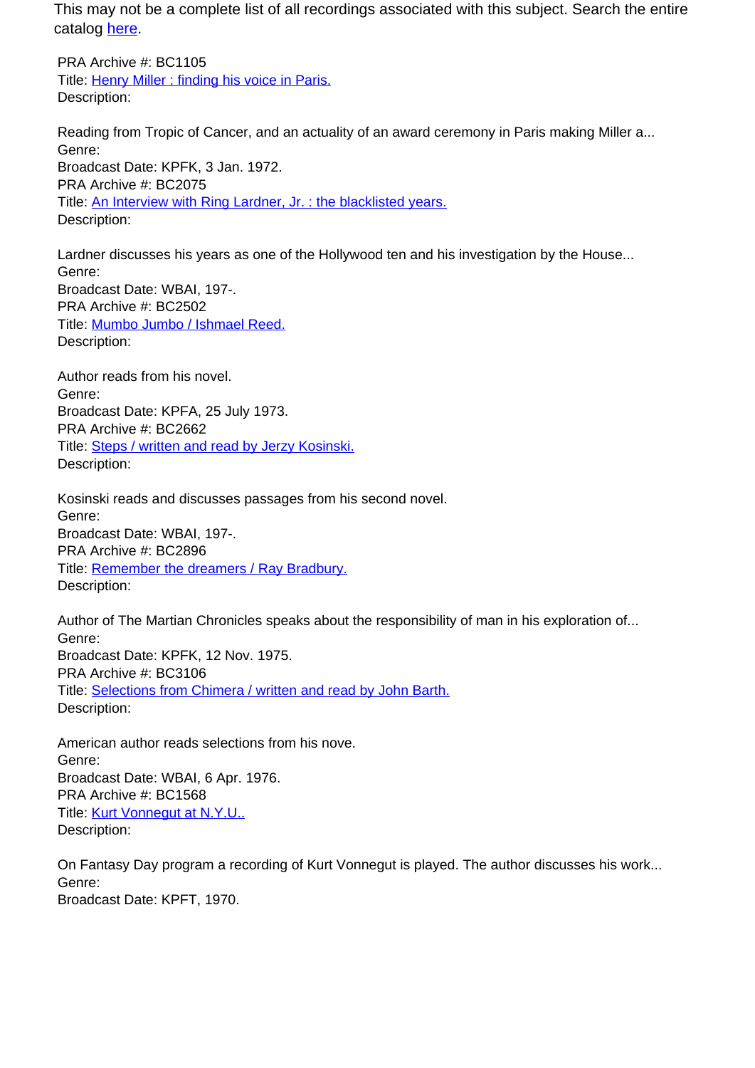This may not be a complete list of all recordings associated with this subject. Search the entire catalog [here](#).

PRA Archive #: BC1105
Title: [Henry Miller : finding his voice in Paris.](#)
Description:

Reading from Tropic of Cancer, and an actuality of an award ceremony in Paris making Miller a...
Genre:
Broadcast Date: KPFK, 3 Jan. 1972.
PRA Archive #: BC2075
Title: [An Interview with Ring Lardner, Jr. : the blacklisted years.](#)
Description:

Lardner discusses his years as one of the Hollywood ten and his investigation by the House...
Genre:
Broadcast Date: WBAI, 197-.
PRA Archive #: BC2502
Title: [Mumbo Jumbo / Ishmael Reed.](#)
Description:

Author reads from his novel.
Genre:
Broadcast Date: KPFA, 25 July 1973.
PRA Archive #: BC2662
Title: [Steps / written and read by Jerzy Kosinski.](#)
Description:

Kosinski reads and discusses passages from his second novel.
Genre:
Broadcast Date: WBAI, 197-.
PRA Archive #: BC2896
Title: [Remember the dreamers / Ray Bradbury.](#)
Description:

Author of The Martian Chronicles speaks about the responsibility of man in his exploration of...
Genre:
Broadcast Date: KPFK, 12 Nov. 1975.
PRA Archive #: BC3106
Title: [Selections from Chimera / written and read by John Barth.](#)
Description:

American author reads selections from his nove.
Genre:
Broadcast Date: WBAI, 6 Apr. 1976.
PRA Archive #: BC1568
Title: [Kurt Vonnegut at N.Y.U..](#)
Description:

On Fantasy Day program a recording of Kurt Vonnegut is played. The author discusses his work...
Genre:
Broadcast Date: KPFT, 1970.